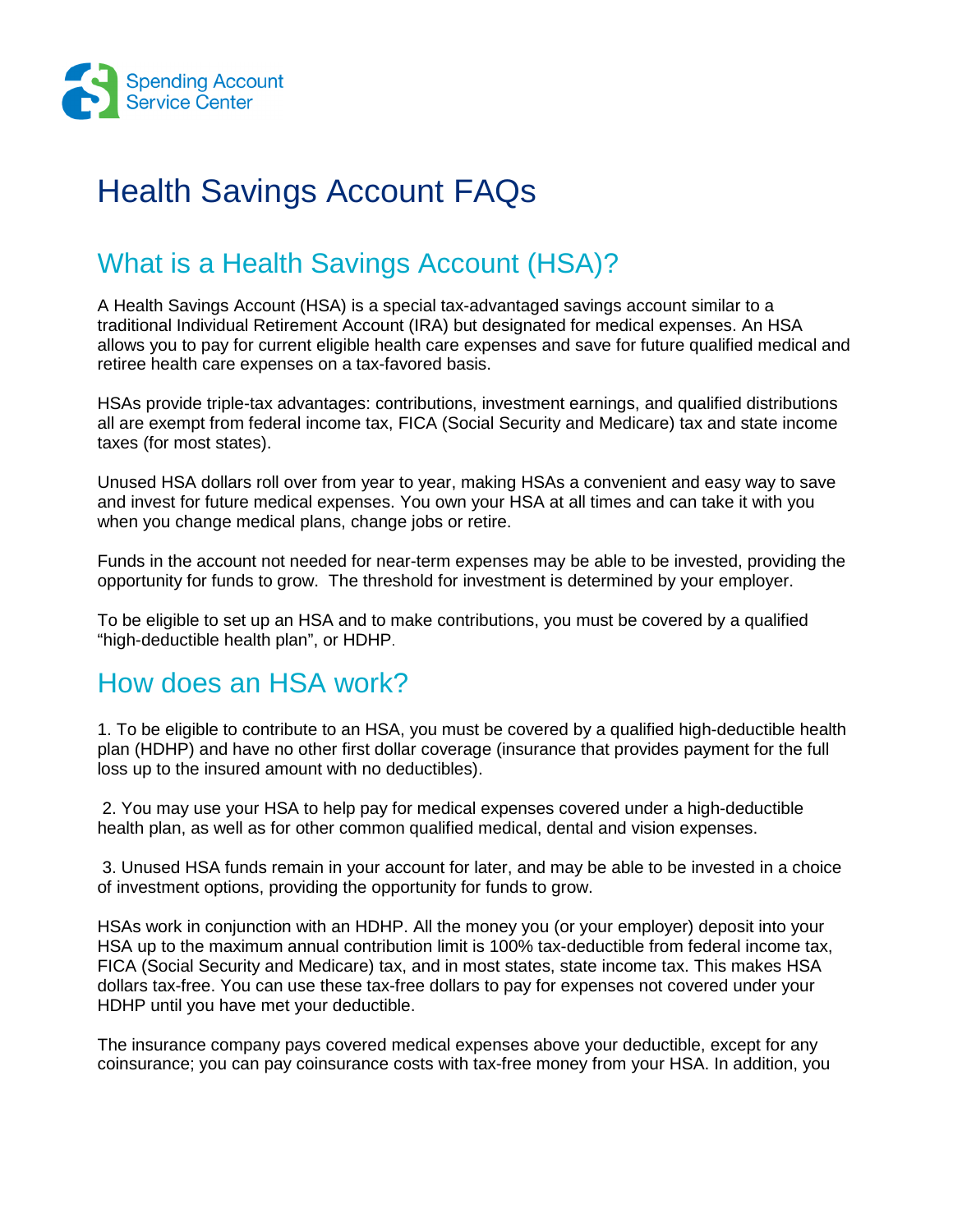Spending Account Service Center

# Health Savings Account FAQs

## What is a Health Savings Account (HSA)?

A Health Savings Account (HSA) is a special tax-advantaged savings account similar to a traditional Individual Retirement Account (IRA) but designated for medical expenses. An HSA allows you to pay for current eligible health care expenses and save for future qualified medical and retiree health care expenses on a tax-favored basis.

HSAs provide triple-tax advantages: contributions, investment earnings, and qualified distributions all are exempt from federal income tax, FICA (Social Security and Medicare) tax and state income taxes (for most states).

Unused HSA dollars roll over from year to year, making HSAs a convenient and easy way to save and invest for future medical expenses. You own your HSA at all times and can take it with you when you change medical plans, change jobs or retire.

Funds in the account not needed for near-term expenses may be able to be invested, providing the opportunity for funds to grow. The threshold for investment is determined by your employer.

To be eligible to set up an HSA and to make contributions, you must be covered by a qualified "high-deductible health plan", or HDHP.

## How does an HSA work?

1. To be eligible to contribute to an HSA, you must be covered by a qualified high-deductible health plan (HDHP) and have no other first dollar coverage (insurance that provides payment for the full loss up to the insured amount with no deductibles).

2. You may use your HSA to help pay for medical expenses covered under a high-deductible health plan, as well as for other common qualified medical, dental and vision expenses.

3. Unused HSA funds remain in your account for later, and may be able to be invested in a choice of investment options, providing the opportunity for funds to grow.

HSAs work in conjunction with an HDHP. All the money you (or your employer) deposit into your HSA up to the maximum annual contribution limit is 100% tax-deductible from federal income tax, FICA (Social Security and Medicare) tax, and in most states, state income tax. This makes HSA dollars tax-free. You can use these tax-free dollars to pay for expenses not covered under your HDHP until you have met your deductible.

The insurance company pays covered medical expenses above your deductible, except for any coinsurance; you can pay coinsurance costs with tax-free money from your HSA. In addition, you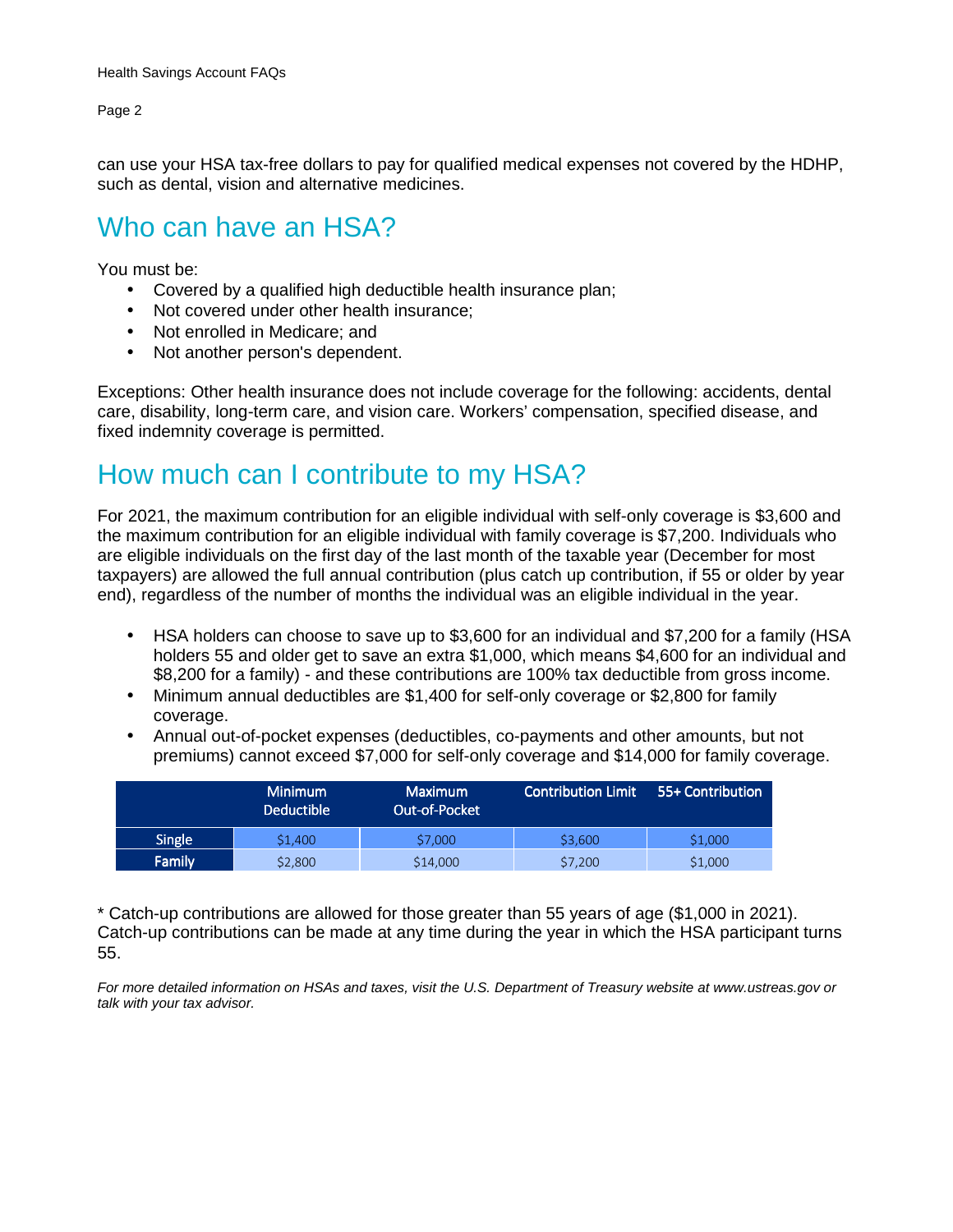can use your HSA tax-free dollars to pay for qualified medical expenses not covered by the HDHP, such as dental, vision and alternative medicines.

## Who can have an HSA?

You must be:

- Covered by a qualified high deductible health insurance plan;
- Not covered under other health insurance;
- Not enrolled in Medicare; and
- Not another person's dependent.

Exceptions: Other health insurance does not include coverage for the following: accidents, dental care, disability, long-term care, and vision care. Workers' compensation, specified disease, and fixed indemnity coverage is permitted.

## How much can I contribute to my HSA?

For 2021, the maximum contribution for an eligible individual with self-only coverage is $3,600 and the maximum contribution for an eligible individual with family coverage is $7,200. Individuals who are eligible individuals on the first day of the last month of the taxable year (December for most taxpayers) are allowed the full annual contribution (plus catch up contribution, if 55 or older by year end), regardless of the number of months the individual was an eligible individual in the year.

- HSA holders can choose to save up to $3,600 for an individual and $7,200 for a family (HSA holders 55 and older get to save an extra $1,000, which means $4,600 for an individual and $8,200 for a family) - and these contributions are 100% tax deductible from gross income.
- Minimum annual deductibles are $1,400 for self-only coverage or $2,800 for family coverage.
- Annual out-of-pocket expenses (deductibles, co-payments and other amounts, but not premiums) cannot exceed $7,000 for self-only coverage and $14,000 for family coverage.

| | Minimum Deductible | Maximum Out-of-Pocket | Contribution Limit | 55+ Contribution |
|---|---|---|---|---|
| Single | $1,400 | $7,000 | $3,600 | $1,000 |
| Family | $2,800 | $14,000 | $7,200 | $1,000 |

* Catch-up contributions are allowed for those greater than 55 years of age ($1,000 in 2021). Catch-up contributions can be made at any time during the year in which the HSA participant turns 55.

*For more detailed information on HSAs and taxes, visit the U.S. Department of Treasury website at www.ustreas.gov or talk with your tax advisor.*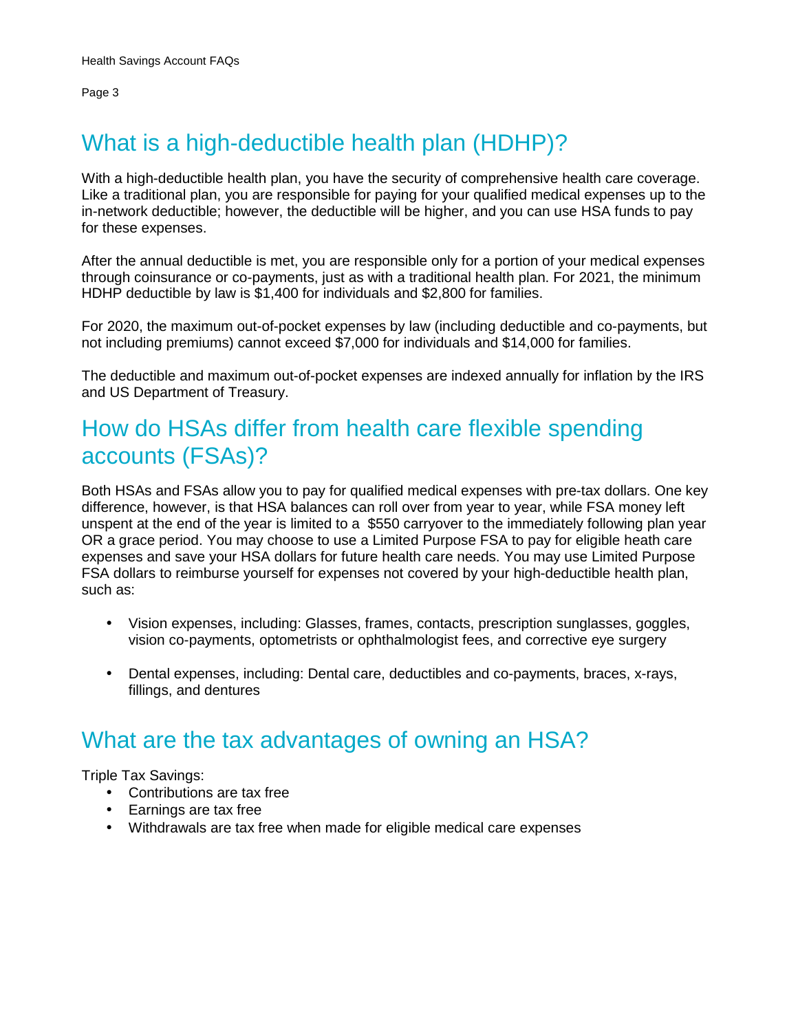## What is a high-deductible health plan (HDHP)?

With a high-deductible health plan, you have the security of comprehensive health care coverage. Like a traditional plan, you are responsible for paying for your qualified medical expenses up to the in-network deductible; however, the deductible will be higher, and you can use HSA funds to pay for these expenses.

After the annual deductible is met, you are responsible only for a portion of your medical expenses through coinsurance or co-payments, just as with a traditional health plan. For 2021, the minimum HDHP deductible by law is $1,400 for individuals and $2,800 for families.

For 2020, the maximum out-of-pocket expenses by law (including deductible and co-payments, but not including premiums) cannot exceed $7,000 for individuals and $14,000 for families.

The deductible and maximum out-of-pocket expenses are indexed annually for inflation by the IRS and US Department of Treasury.

## How do HSAs differ from health care flexible spending accounts (FSAs)?

Both HSAs and FSAs allow you to pay for qualified medical expenses with pre-tax dollars. One key difference, however, is that HSA balances can roll over from year to year, while FSA money left unspent at the end of the year is limited to a  $550 carryover to the immediately following plan year OR a grace period. You may choose to use a Limited Purpose FSA to pay for eligible heath care expenses and save your HSA dollars for future health care needs. You may use Limited Purpose FSA dollars to reimburse yourself for expenses not covered by your high-deductible health plan, such as:

- Vision expenses, including: Glasses, frames, contacts, prescription sunglasses, goggles, vision co-payments, optometrists or ophthalmologist fees, and corrective eye surgery
- Dental expenses, including: Dental care, deductibles and co-payments, braces, x-rays, fillings, and dentures

## What are the tax advantages of owning an HSA?

Triple Tax Savings:

- Contributions are tax free
- Earnings are tax free
- Withdrawals are tax free when made for eligible medical care expenses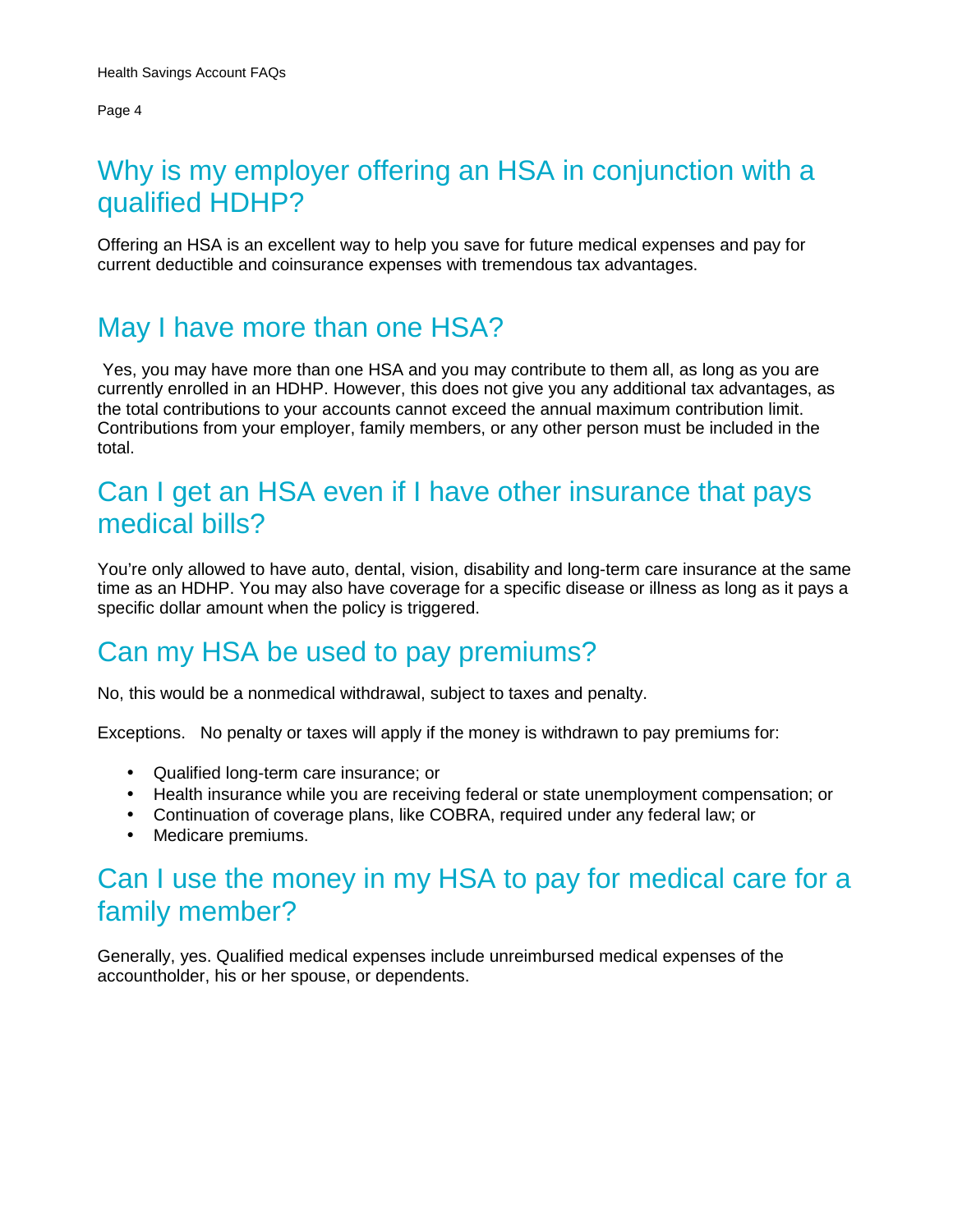## Why is my employer offering an HSA in conjunction with a qualified HDHP?

Offering an HSA is an excellent way to help you save for future medical expenses and pay for current deductible and coinsurance expenses with tremendous tax advantages.

## May I have more than one HSA?

Yes, you may have more than one HSA and you may contribute to them all, as long as you are currently enrolled in an HDHP. However, this does not give you any additional tax advantages, as the total contributions to your accounts cannot exceed the annual maximum contribution limit. Contributions from your employer, family members, or any other person must be included in the total.

## Can I get an HSA even if I have other insurance that pays medical bills?

You're only allowed to have auto, dental, vision, disability and long-term care insurance at the same time as an HDHP. You may also have coverage for a specific disease or illness as long as it pays a specific dollar amount when the policy is triggered.

## Can my HSA be used to pay premiums?

No, this would be a nonmedical withdrawal, subject to taxes and penalty.

Exceptions. No penalty or taxes will apply if the money is withdrawn to pay premiums for:

- Qualified long-term care insurance; or
- Health insurance while you are receiving federal or state unemployment compensation; or
- Continuation of coverage plans, like COBRA, required under any federal law; or
- Medicare premiums.

## Can I use the money in my HSA to pay for medical care for a family member?

Generally, yes. Qualified medical expenses include unreimbursed medical expenses of the accountholder, his or her spouse, or dependents.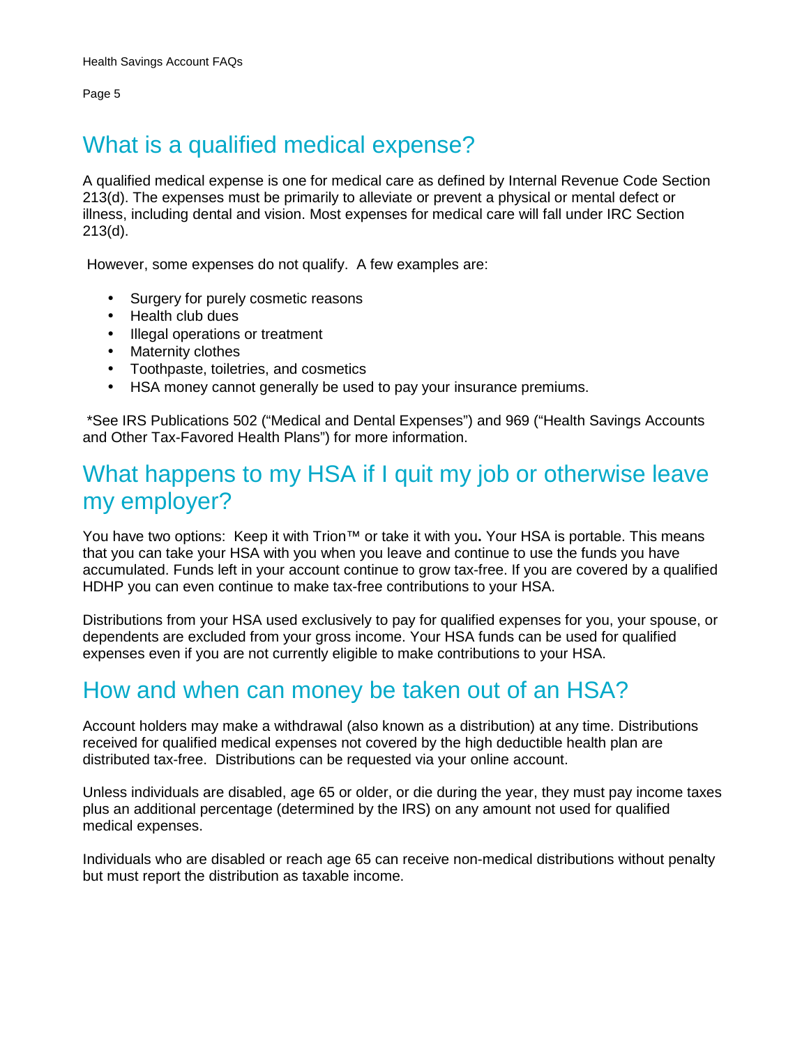## What is a qualified medical expense?

A qualified medical expense is one for medical care as defined by Internal Revenue Code Section 213(d). The expenses must be primarily to alleviate or prevent a physical or mental defect or illness, including dental and vision. Most expenses for medical care will fall under IRC Section 213(d).

However, some expenses do not qualify. A few examples are:

- Surgery for purely cosmetic reasons
- Health club dues
- Illegal operations or treatment
- Maternity clothes
- Toothpaste, toiletries, and cosmetics
- HSA money cannot generally be used to pay your insurance premiums.

*See IRS Publications 502 ("Medical and Dental Expenses") and 969 ("Health Savings Accounts and Other Tax-Favored Health Plans") for more information.

## What happens to my HSA if I quit my job or otherwise leave my employer?

You have two options: Keep it with Trion™ or take it with you**.** Your HSA is portable. This means that you can take your HSA with you when you leave and continue to use the funds you have accumulated. Funds left in your account continue to grow tax-free. If you are covered by a qualified HDHP you can even continue to make tax-free contributions to your HSA.

Distributions from your HSA used exclusively to pay for qualified expenses for you, your spouse, or dependents are excluded from your gross income. Your HSA funds can be used for qualified expenses even if you are not currently eligible to make contributions to your HSA.

## How and when can money be taken out of an HSA?

Account holders may make a withdrawal (also known as a distribution) at any time. Distributions received for qualified medical expenses not covered by the high deductible health plan are distributed tax-free. Distributions can be requested via your online account.

Unless individuals are disabled, age 65 or older, or die during the year, they must pay income taxes plus an additional percentage (determined by the IRS) on any amount not used for qualified medical expenses.

Individuals who are disabled or reach age 65 can receive non-medical distributions without penalty but must report the distribution as taxable income.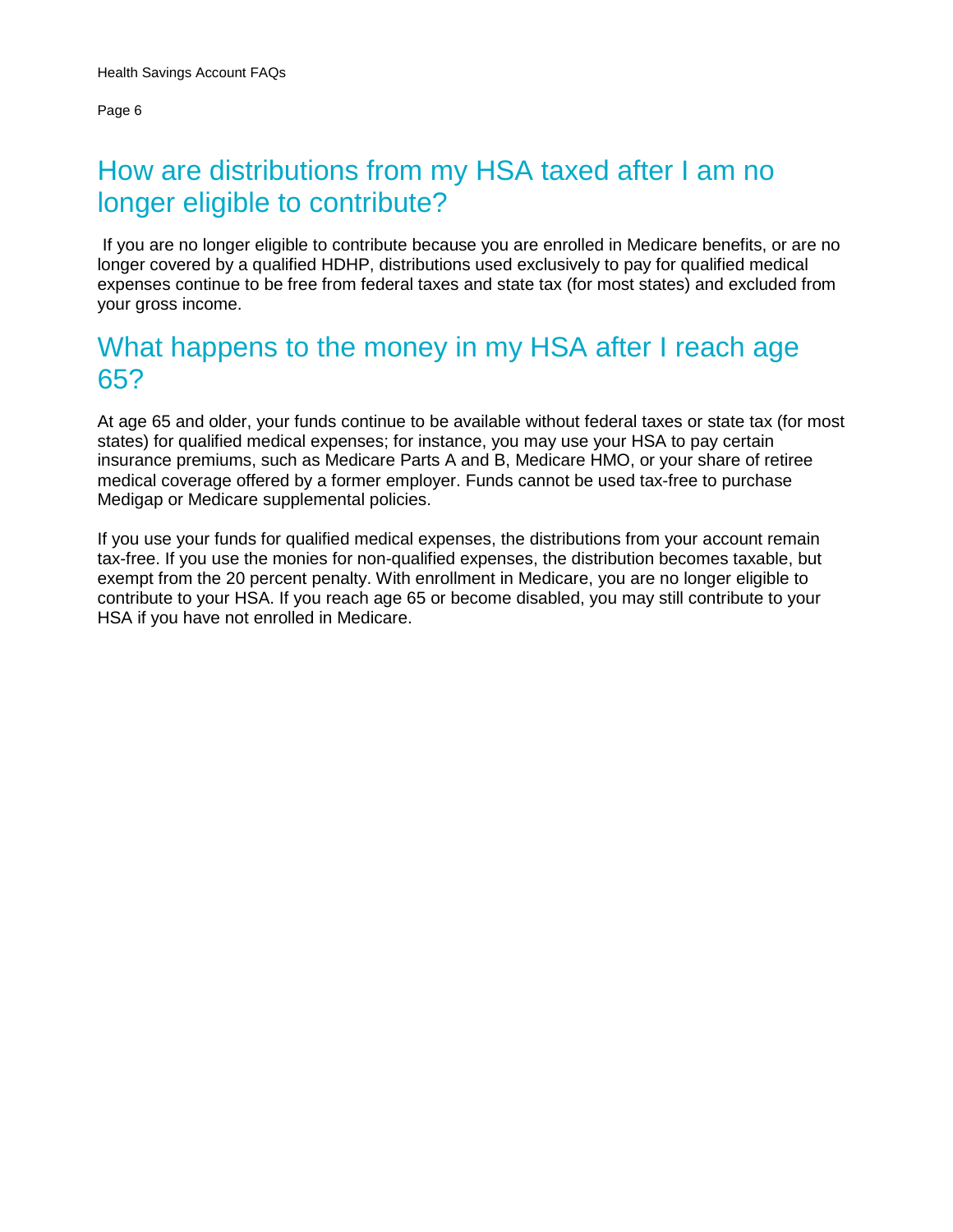## How are distributions from my HSA taxed after I am no longer eligible to contribute?

If you are no longer eligible to contribute because you are enrolled in Medicare benefits, or are no longer covered by a qualified HDHP, distributions used exclusively to pay for qualified medical expenses continue to be free from federal taxes and state tax (for most states) and excluded from your gross income.

## What happens to the money in my HSA after I reach age 65?

At age 65 and older, your funds continue to be available without federal taxes or state tax (for most states) for qualified medical expenses; for instance, you may use your HSA to pay certain insurance premiums, such as Medicare Parts A and B, Medicare HMO, or your share of retiree medical coverage offered by a former employer. Funds cannot be used tax-free to purchase Medigap or Medicare supplemental policies.

If you use your funds for qualified medical expenses, the distributions from your account remain tax-free. If you use the monies for non-qualified expenses, the distribution becomes taxable, but exempt from the 20 percent penalty. With enrollment in Medicare, you are no longer eligible to contribute to your HSA. If you reach age 65 or become disabled, you may still contribute to your HSA if you have not enrolled in Medicare.